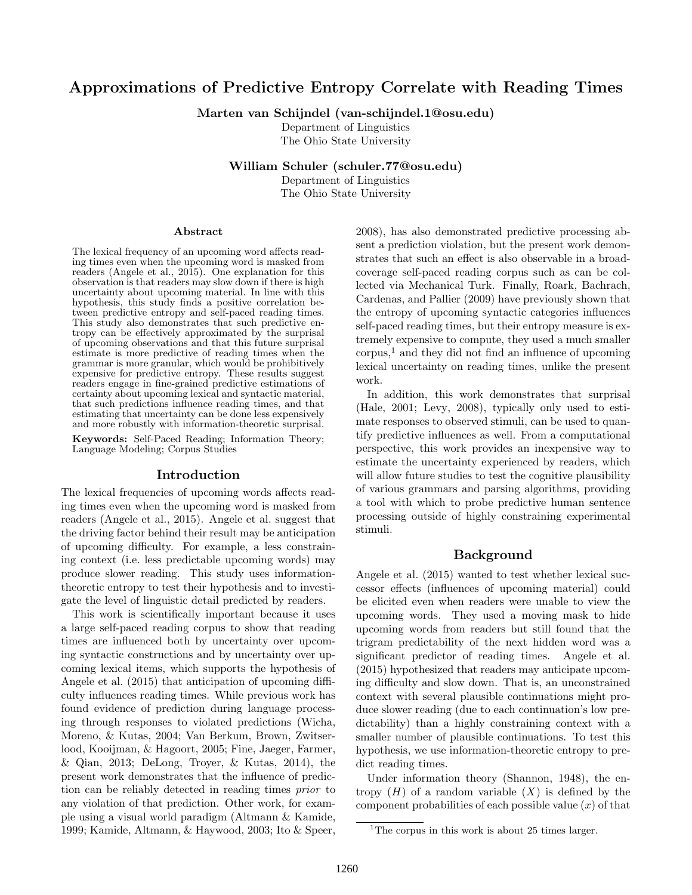# Approximations of Predictive Entropy Correlate with Reading Times

**Marten van Schijndel (van-schijndel.1@osu.edu)**
Department of Linguistics
The Ohio State University

**William Schuler (schuler.77@osu.edu)**
Department of Linguistics
The Ohio State University

## Abstract

The lexical frequency of an upcoming word affects reading times even when the upcoming word is masked from readers (Angele et al., 2015). One explanation for this observation is that readers may slow down if there is high uncertainty about upcoming material. In line with this hypothesis, this study finds a positive correlation between predictive entropy and self-paced reading times. This study also demonstrates that such predictive entropy can be effectively approximated by the surprisal of upcoming observations and that this future surprisal estimate is more predictive of reading times when the grammar is more granular, which would be prohibitively expensive for predictive entropy. These results suggest readers engage in fine-grained predictive estimations of certainty about upcoming lexical and syntactic material, that such predictions influence reading times, and that estimating that uncertainty can be done less expensively and more robustly with information-theoretic surprisal.

**Keywords:** Self-Paced Reading; Information Theory; Language Modeling; Corpus Studies

## Introduction

The lexical frequencies of upcoming words affects reading times even when the upcoming word is masked from readers (Angele et al., 2015). Angele et al. suggest that the driving factor behind their result may be anticipation of upcoming difficulty. For example, a less constraining context (i.e. less predictable upcoming words) may produce slower reading. This study uses information-theoretic entropy to test their hypothesis and to investigate the level of linguistic detail predicted by readers.

This work is scientifically important because it uses a large self-paced reading corpus to show that reading times are influenced both by uncertainty over upcoming syntactic constructions and by uncertainty over upcoming lexical items, which supports the hypothesis of Angele et al. (2015) that anticipation of upcoming difficulty influences reading times. While previous work has found evidence of prediction during language processing through responses to violated predictions (Wicha, Moreno, & Kutas, 2004; Van Berkum, Brown, Zwitserlood, Kooijman, & Hagoort, 2005; Fine, Jaeger, Farmer, & Qian, 2013; DeLong, Troyer, & Kutas, 2014), the present work demonstrates that the influence of prediction can be reliably detected in reading times *prior* to any violation of that prediction. Other work, for example using a visual world paradigm (Altmann & Kamide, 1999; Kamide, Altmann, & Haywood, 2003; Ito & Speer, 2008), has also demonstrated predictive processing absent a prediction violation, but the present work demonstrates that such an effect is also observable in a broad-coverage self-paced reading corpus such as can be collected via Mechanical Turk. Finally, Roark, Bachrach, Cardenas, and Pallier (2009) have previously shown that the entropy of upcoming syntactic categories influences self-paced reading times, but their entropy measure is extremely expensive to compute, they used a much smaller corpus,[1] and they did not find an influence of upcoming lexical uncertainty on reading times, unlike the present work.

In addition, this work demonstrates that surprisal (Hale, 2001; Levy, 2008), typically only used to estimate responses to observed stimuli, can be used to quantify predictive influences as well. From a computational perspective, this work provides an inexpensive way to estimate the uncertainty experienced by readers, which will allow future studies to test the cognitive plausibility of various grammars and parsing algorithms, providing a tool with which to probe predictive human sentence processing outside of highly constraining experimental stimuli.

## Background

Angele et al. (2015) wanted to test whether lexical successor effects (influences of upcoming material) could be elicited even when readers were unable to view the upcoming words. They used a moving mask to hide upcoming words from readers but still found that the trigram predictability of the next hidden word was a significant predictor of reading times. Angele et al. (2015) hypothesized that readers may anticipate upcoming difficulty and slow down. That is, an unconstrained context with several plausible continuations might produce slower reading (due to each continuation's low predictability) than a highly constraining context with a smaller number of plausible continuations. To test this hypothesis, we use information-theoretic entropy to predict reading times.

Under information theory (Shannon, 1948), the entropy ($H$) of a random variable ($X$) is defined by the component probabilities of each possible value ($x$) of that

[1] The corpus in this work is about 25 times larger.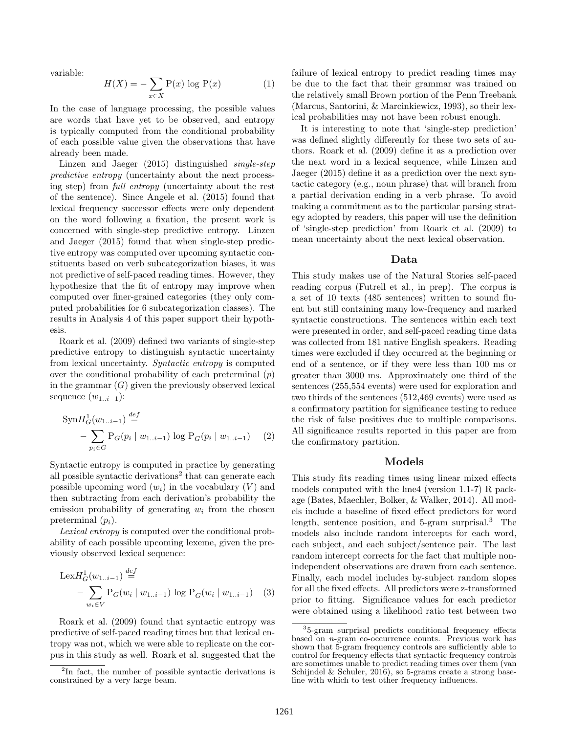variable:

$$H(X) = -\sum_{x \in X} \mathrm{P}(x) \log \mathrm{P}(x) \tag{1}$$

In the case of language processing, the possible values are words that have yet to be observed, and entropy is typically computed from the conditional probability of each possible value given the observations that have already been made.

Linzen and Jaeger (2015) distinguished *single-step predictive entropy* (uncertainty about the next processing step) from *full entropy* (uncertainty about the rest of the sentence). Since Angele et al. (2015) found that lexical frequency successor effects were only dependent on the word following a fixation, the present work is concerned with single-step predictive entropy. Linzen and Jaeger (2015) found that when single-step predictive entropy was computed over upcoming syntactic constituents based on verb subcategorization biases, it was not predictive of self-paced reading times. However, they hypothesize that the fit of entropy may improve when computed over finer-grained categories (they only computed probabilities for 6 subcategorization classes). The results in Analysis 4 of this paper support their hypothesis.

Roark et al. (2009) defined two variants of single-step predictive entropy to distinguish syntactic uncertainty from lexical uncertainty. *Syntactic entropy* is computed over the conditional probability of each preterminal ($p$) in the grammar ($G$) given the previously observed lexical sequence ($w_{1..i-1}$):

$$\mathrm{Syn}H^1_G(w_{1..i-1}) \stackrel{def}{=} -\sum_{p_i \in G} \mathrm{P}_G(p_i \mid w_{1..i-1}) \log \mathrm{P}_G(p_i \mid w_{1..i-1}) \tag{2}$$

Syntactic entropy is computed in practice by generating all possible syntactic derivations[2] that can generate each possible upcoming word ($w_i$) in the vocabulary ($V$) and then subtracting from each derivation's probability the emission probability of generating $w_i$ from the chosen preterminal ($p_i$).

*Lexical entropy* is computed over the conditional probability of each possible upcoming lexeme, given the previously observed lexical sequence:

$$\mathrm{Lex}H^1_G(w_{1..i-1}) \stackrel{def}{=} -\sum_{w_i \in V} \mathrm{P}_G(w_i \mid w_{1..i-1}) \log \mathrm{P}_G(w_i \mid w_{1..i-1}) \tag{3}$$

Roark et al. (2009) found that syntactic entropy was predictive of self-paced reading times but that lexical entropy was not, which we were able to replicate on the corpus in this study as well. Roark et al. suggested that the failure of lexical entropy to predict reading times may be due to the fact that their grammar was trained on the relatively small Brown portion of the Penn Treebank (Marcus, Santorini, & Marcinkiewicz, 1993), so their lexical probabilities may not have been robust enough.

It is interesting to note that 'single-step prediction' was defined slightly differently for these two sets of authors. Roark et al. (2009) define it as a prediction over the next word in a lexical sequence, while Linzen and Jaeger (2015) define it as a prediction over the next syntactic category (e.g., noun phrase) that will branch from a partial derivation ending in a verb phrase. To avoid making a commitment as to the particular parsing strategy adopted by readers, this paper will use the definition of 'single-step prediction' from Roark et al. (2009) to mean uncertainty about the next lexical observation.

## Data

This study makes use of the Natural Stories self-paced reading corpus (Futrell et al., in prep). The corpus is a set of 10 texts (485 sentences) written to sound fluent but still containing many low-frequency and marked syntactic constructions. The sentences within each text were presented in order, and self-paced reading time data was collected from 181 native English speakers. Reading times were excluded if they occurred at the beginning or end of a sentence, or if they were less than 100 ms or greater than 3000 ms. Approximately one third of the sentences (255,554 events) were used for exploration and two thirds of the sentences (512,469 events) were used as a confirmatory partition for significance testing to reduce the risk of false positives due to multiple comparisons. All significance results reported in this paper are from the confirmatory partition.

## Models

This study fits reading times using linear mixed effects models computed with the lme4 (version 1.1-7) R package (Bates, Maechler, Bolker, & Walker, 2014). All models include a baseline of fixed effect predictors for word length, sentence position, and 5-gram surprisal.[3] The models also include random intercepts for each word, each subject, and each subject/sentence pair. The last random intercept corrects for the fact that multiple non-independent observations are drawn from each sentence. Finally, each model includes by-subject random slopes for all the fixed effects. All predictors were z-transformed prior to fitting. Significance values for each predictor were obtained using a likelihood ratio test between two

[2] In fact, the number of possible syntactic derivations is constrained by a very large beam.

[3] 5-gram surprisal predicts conditional frequency effects based on $n$-gram co-occurrence counts. Previous work has shown that 5-gram frequency controls are sufficiently able to control for frequency effects that syntactic frequency controls are sometimes unable to predict reading times over them (van Schijndel & Schuler, 2016), so 5-grams create a strong baseline with which to test other frequency influences.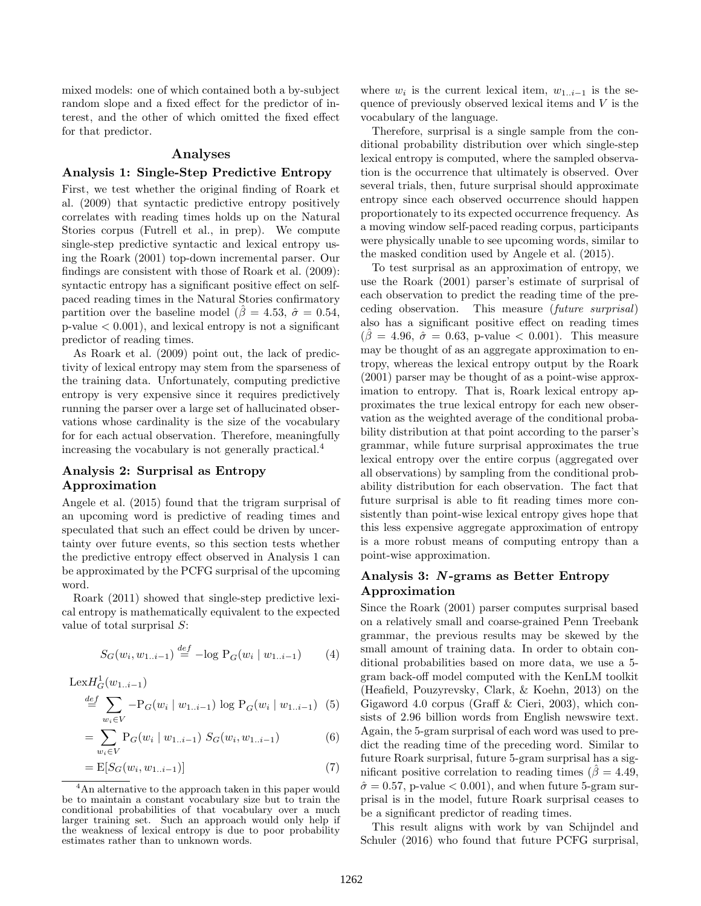mixed models: one of which contained both a by-subject random slope and a fixed effect for the predictor of interest, and the other of which omitted the fixed effect for that predictor.

## Analyses

### Analysis 1: Single-Step Predictive Entropy

First, we test whether the original finding of Roark et al. (2009) that syntactic predictive entropy positively correlates with reading times holds up on the Natural Stories corpus (Futrell et al., in prep). We compute single-step predictive syntactic and lexical entropy using the Roark (2001) top-down incremental parser. Our findings are consistent with those of Roark et al. (2009): syntactic entropy has a significant positive effect on self-paced reading times in the Natural Stories confirmatory partition over the baseline model ($\hat{\beta} = 4.53$, $\hat{\sigma} = 0.54$, p-value $< 0.001$), and lexical entropy is not a significant predictor of reading times.

As Roark et al. (2009) point out, the lack of predictivity of lexical entropy may stem from the sparseness of the training data. Unfortunately, computing predictive entropy is very expensive since it requires predictively running the parser over a large set of hallucinated observations whose cardinality is the size of the vocabulary for for each actual observation. Therefore, meaningfully increasing the vocabulary is not generally practical.[4]

### Analysis 2: Surprisal as Entropy Approximation

Angele et al. (2015) found that the trigram surprisal of an upcoming word is predictive of reading times and speculated that such an effect could be driven by uncertainty over future events, so this section tests whether the predictive entropy effect observed in Analysis 1 can be approximated by the PCFG surprisal of the upcoming word.

Roark (2011) showed that single-step predictive lexical entropy is mathematically equivalent to the expected value of total surprisal $S$:

$$S_G(w_i, w_{1..i-1}) \stackrel{def}{=} -\log \mathrm{P}_G(w_i \mid w_{1..i-1}) \tag{4}$$

$$\mathrm{Lex}H^1_G(w_{1..i-1}) \stackrel{def}{=} \sum_{w_i \in V} -\mathrm{P}_G(w_i \mid w_{1..i-1}) \log \mathrm{P}_G(w_i \mid w_{1..i-1}) \tag{5}$$

$$= \sum_{w_i \in V} \mathrm{P}_G(w_i \mid w_{1..i-1})\; S_G(w_i, w_{1..i-1}) \tag{6}$$

$$= \mathrm{E}[S_G(w_i, w_{1..i-1})] \tag{7}$$

where $w_i$ is the current lexical item, $w_{1..i-1}$ is the sequence of previously observed lexical items and $V$ is the vocabulary of the language.

Therefore, surprisal is a single sample from the conditional probability distribution over which single-step lexical entropy is computed, where the sampled observation is the occurrence that ultimately is observed. Over several trials, then, future surprisal should approximate entropy since each observed occurrence should happen proportionately to its expected occurrence frequency. As a moving window self-paced reading corpus, participants were physically unable to see upcoming words, similar to the masked condition used by Angele et al. (2015).

To test surprisal as an approximation of entropy, we use the Roark (2001) parser's estimate of surprisal of each observation to predict the reading time of the preceding observation. This measure (*future surprisal*) also has a significant positive effect on reading times ($\hat{\beta} = 4.96$, $\hat{\sigma} = 0.63$, p-value $< 0.001$). This measure may be thought of as an aggregate approximation to entropy, whereas the lexical entropy output by the Roark (2001) parser may be thought of as a point-wise approximation to entropy. That is, Roark lexical entropy approximates the true lexical entropy for each new observation as the weighted average of the conditional probability distribution at that point according to the parser's grammar, while future surprisal approximates the true lexical entropy over the entire corpus (aggregated over all observations) by sampling from the conditional probability distribution for each observation. The fact that future surprisal is able to fit reading times more consistently than point-wise lexical entropy gives hope that this less expensive aggregate approximation of entropy is a more robust means of computing entropy than a point-wise approximation.

### Analysis 3: *N*-grams as Better Entropy Approximation

Since the Roark (2001) parser computes surprisal based on a relatively small and coarse-grained Penn Treebank grammar, the previous results may be skewed by the small amount of training data. In order to obtain conditional probabilities based on more data, we use a 5-gram back-off model computed with the KenLM toolkit (Heafield, Pouzyrevsky, Clark, & Koehn, 2013) on the Gigaword 4.0 corpus (Graff & Cieri, 2003), which consists of 2.96 billion words from English newswire text. Again, the 5-gram surprisal of each word was used to predict the reading time of the preceding word. Similar to future Roark surprisal, future 5-gram surprisal has a significant positive correlation to reading times ($\hat{\beta} = 4.49$, $\hat{\sigma} = 0.57$, p-value $< 0.001$), and when future 5-gram surprisal is in the model, future Roark surprisal ceases to be a significant predictor of reading times.

This result aligns with work by van Schijndel and Schuler (2016) who found that future PCFG surprisal,

---

[4] An alternative to the approach taken in this paper would be to maintain a constant vocabulary size but to train the conditional probabilities of that vocabulary over a much larger training set. Such an approach would only help if the weakness of lexical entropy is due to poor probability estimates rather than to unknown words.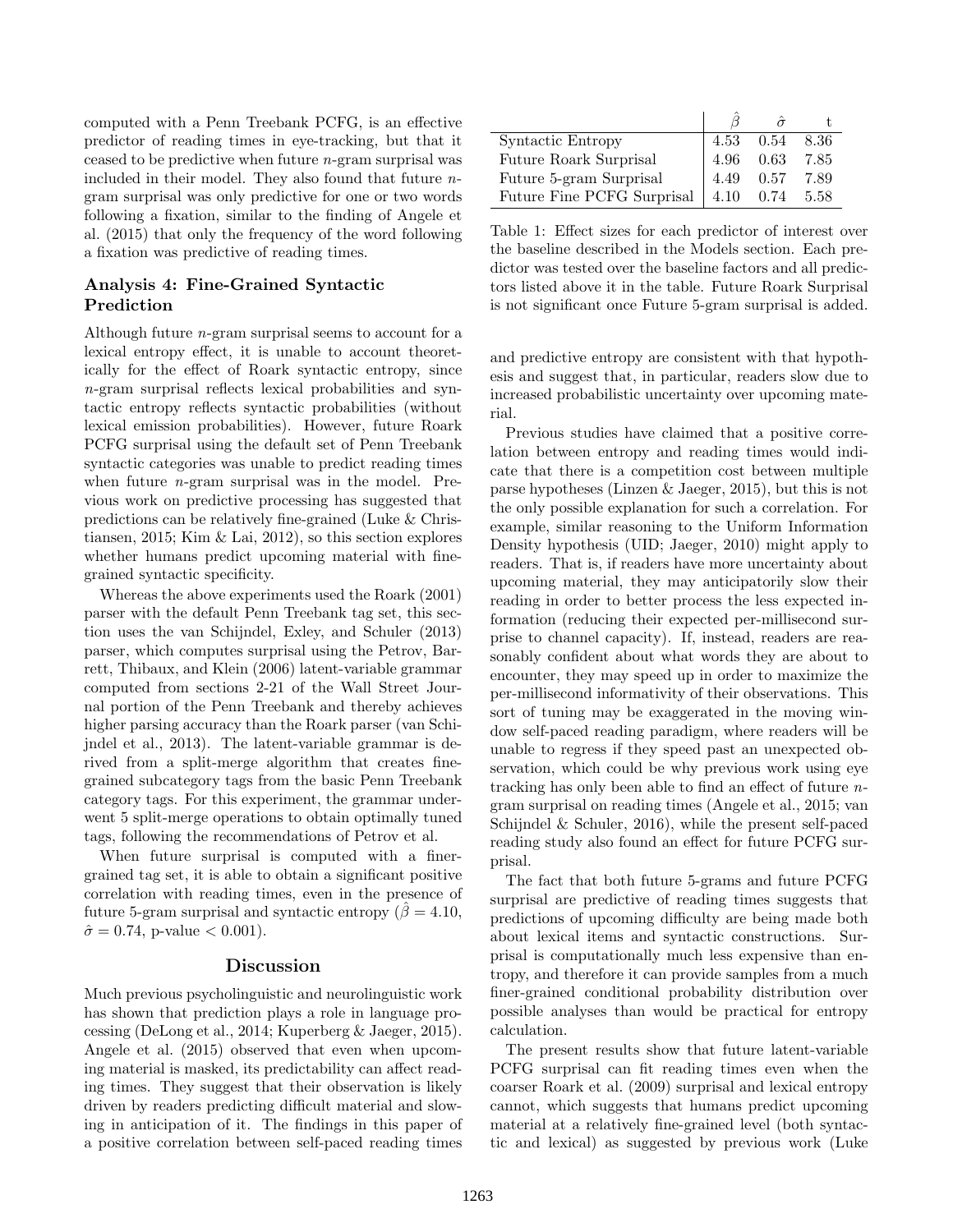computed with a Penn Treebank PCFG, is an effective predictor of reading times in eye-tracking, but that it ceased to be predictive when future $n$-gram surprisal was included in their model. They also found that future $n$-gram surprisal was only predictive for one or two words following a fixation, similar to the finding of Angele et al. (2015) that only the frequency of the word following a fixation was predictive of reading times.

### Analysis 4: Fine-Grained Syntactic Prediction

Although future $n$-gram surprisal seems to account for a lexical entropy effect, it is unable to account theoretically for the effect of Roark syntactic entropy, since $n$-gram surprisal reflects lexical probabilities and syntactic entropy reflects syntactic probabilities (without lexical emission probabilities). However, future Roark PCFG surprisal using the default set of Penn Treebank syntactic categories was unable to predict reading times when future $n$-gram surprisal was in the model. Previous work on predictive processing has suggested that predictions can be relatively fine-grained (Luke & Christiansen, 2015; Kim & Lai, 2012), so this section explores whether humans predict upcoming material with fine-grained syntactic specificity.

Whereas the above experiments used the Roark (2001) parser with the default Penn Treebank tag set, this section uses the van Schijndel, Exley, and Schuler (2013) parser, which computes surprisal using the Petrov, Barrett, Thibaux, and Klein (2006) latent-variable grammar computed from sections 2-21 of the Wall Street Journal portion of the Penn Treebank and thereby achieves higher parsing accuracy than the Roark parser (van Schijndel et al., 2013). The latent-variable grammar is derived from a split-merge algorithm that creates fine-grained subcategory tags from the basic Penn Treebank category tags. For this experiment, the grammar underwent 5 split-merge operations to obtain optimally tuned tags, following the recommendations of Petrov et al.

When future surprisal is computed with a finer-grained tag set, it is able to obtain a significant positive correlation with reading times, even in the presence of future 5-gram surprisal and syntactic entropy ($\hat{\beta} = 4.10$, $\hat{\sigma} = 0.74$, p-value $< 0.001$).

| | $\hat{\beta}$ | $\hat{\sigma}$ | t |
|---|---|---|---|
| Syntactic Entropy | 4.53 | 0.54 | 8.36 |
| Future Roark Surprisal | 4.96 | 0.63 | 7.85 |
| Future 5-gram Surprisal | 4.49 | 0.57 | 7.89 |
| Future Fine PCFG Surprisal | 4.10 | 0.74 | 5.58 |

Table 1: Effect sizes for each predictor of interest over the baseline described in the Models section. Each predictor was tested over the baseline factors and all predictors listed above it in the table. Future Roark Surprisal is not significant once Future 5-gram surprisal is added.

## Discussion

Much previous psycholinguistic and neurolinguistic work has shown that prediction plays a role in language processing (DeLong et al., 2014; Kuperberg & Jaeger, 2015). Angele et al. (2015) observed that even when upcoming material is masked, its predictability can affect reading times. They suggest that their observation is likely driven by readers predicting difficult material and slowing in anticipation of it. The findings in this paper of a positive correlation between self-paced reading times and predictive entropy are consistent with that hypothesis and suggest that, in particular, readers slow due to increased probabilistic uncertainty over upcoming material.

Previous studies have claimed that a positive correlation between entropy and reading times would indicate that there is a competition cost between multiple parse hypotheses (Linzen & Jaeger, 2015), but this is not the only possible explanation for such a correlation. For example, similar reasoning to the Uniform Information Density hypothesis (UID; Jaeger, 2010) might apply to readers. That is, if readers have more uncertainty about upcoming material, they may anticipatorily slow their reading in order to better process the less expected information (reducing their expected per-millisecond surprise to channel capacity). If, instead, readers are reasonably confident about what words they are about to encounter, they may speed up in order to maximize the per-millisecond informativity of their observations. This sort of tuning may be exaggerated in the moving window self-paced reading paradigm, where readers will be unable to regress if they speed past an unexpected observation, which could be why previous work using eye tracking has only been able to find an effect of future $n$-gram surprisal on reading times (Angele et al., 2015; van Schijndel & Schuler, 2016), while the present self-paced reading study also found an effect for future PCFG surprisal.

The fact that both future 5-grams and future PCFG surprisal are predictive of reading times suggests that predictions of upcoming difficulty are being made both about lexical items and syntactic constructions. Surprisal is computationally much less expensive than entropy, and therefore it can provide samples from a much finer-grained conditional probability distribution over possible analyses than would be practical for entropy calculation.

The present results show that future latent-variable PCFG surprisal can fit reading times even when the coarser Roark et al. (2009) surprisal and lexical entropy cannot, which suggests that humans predict upcoming material at a relatively fine-grained level (both syntactic and lexical) as suggested by previous work (Luke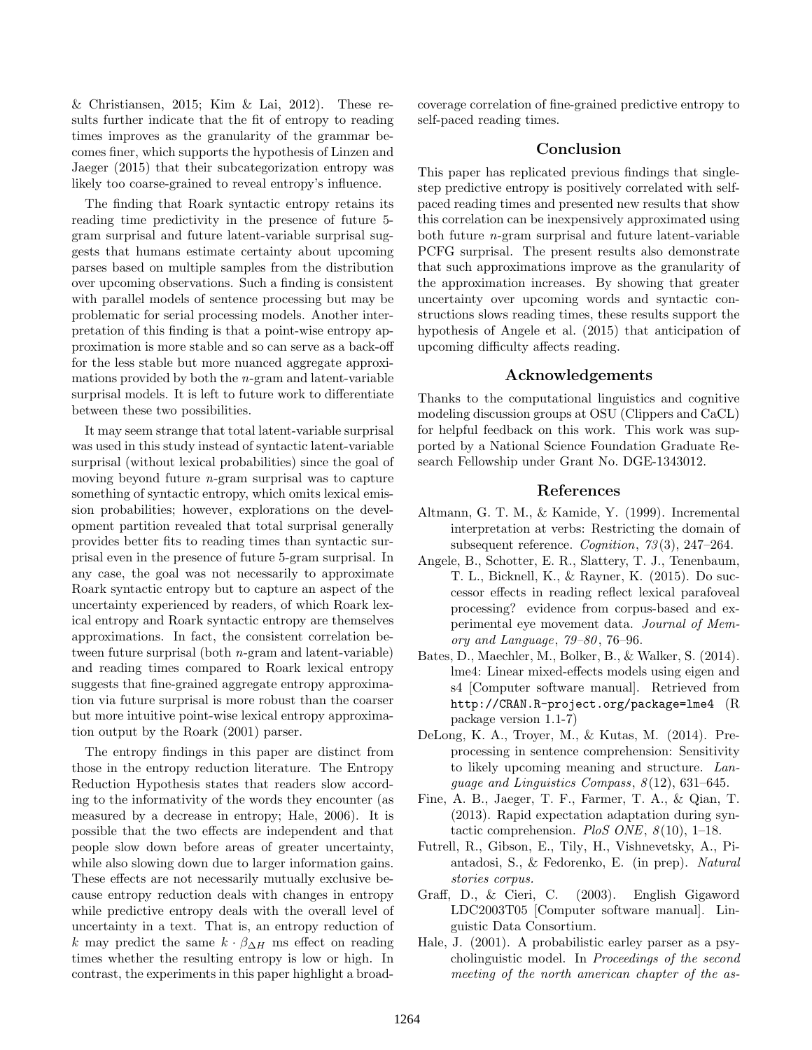& Christiansen, 2015; Kim & Lai, 2012). These results further indicate that the fit of entropy to reading times improves as the granularity of the grammar becomes finer, which supports the hypothesis of Linzen and Jaeger (2015) that their subcategorization entropy was likely too coarse-grained to reveal entropy's influence.

The finding that Roark syntactic entropy retains its reading time predictivity in the presence of future 5-gram surprisal and future latent-variable surprisal suggests that humans estimate certainty about upcoming parses based on multiple samples from the distribution over upcoming observations. Such a finding is consistent with parallel models of sentence processing but may be problematic for serial processing models. Another interpretation of this finding is that a point-wise entropy approximation is more stable and so can serve as a back-off for the less stable but more nuanced aggregate approximations provided by both the $n$-gram and latent-variable surprisal models. It is left to future work to differentiate between these two possibilities.

It may seem strange that total latent-variable surprisal was used in this study instead of syntactic latent-variable surprisal (without lexical probabilities) since the goal of moving beyond future $n$-gram surprisal was to capture something of syntactic entropy, which omits lexical emission probabilities; however, explorations on the development partition revealed that total surprisal generally provides better fits to reading times than syntactic surprisal even in the presence of future 5-gram surprisal. In any case, the goal was not necessarily to approximate Roark syntactic entropy but to capture an aspect of the uncertainty experienced by readers, of which Roark lexical entropy and Roark syntactic entropy are themselves approximations. In fact, the consistent correlation between future surprisal (both $n$-gram and latent-variable) and reading times compared to Roark lexical entropy suggests that fine-grained aggregate entropy approximation via future surprisal is more robust than the coarser but more intuitive point-wise lexical entropy approximation output by the Roark (2001) parser.

The entropy findings in this paper are distinct from those in the entropy reduction literature. The Entropy Reduction Hypothesis states that readers slow according to the informativity of the words they encounter (as measured by a decrease in entropy; Hale, 2006). It is possible that the two effects are independent and that people slow down before areas of greater uncertainty, while also slowing down due to larger information gains. These effects are not necessarily mutually exclusive because entropy reduction deals with changes in entropy while predictive entropy deals with the overall level of uncertainty in a text. That is, an entropy reduction of $k$ may predict the same $k \cdot \beta_{\Delta H}$ ms effect on reading times whether the resulting entropy is low or high. In contrast, the experiments in this paper highlight a broad-coverage correlation of fine-grained predictive entropy to self-paced reading times.

## Conclusion

This paper has replicated previous findings that single-step predictive entropy is positively correlated with self-paced reading times and presented new results that show this correlation can be inexpensively approximated using both future $n$-gram surprisal and future latent-variable PCFG surprisal. The present results also demonstrate that such approximations improve as the granularity of the approximation increases. By showing that greater uncertainty over upcoming words and syntactic constructions slows reading times, these results support the hypothesis of Angele et al. (2015) that anticipation of upcoming difficulty affects reading.

## Acknowledgements

Thanks to the computational linguistics and cognitive modeling discussion groups at OSU (Clippers and CaCL) for helpful feedback on this work. This work was supported by a National Science Foundation Graduate Research Fellowship under Grant No. DGE-1343012.

## References

Altmann, G. T. M., & Kamide, Y. (1999). Incremental interpretation at verbs: Restricting the domain of subsequent reference. *Cognition*, *73*(3), 247–264.

Angele, B., Schotter, E. R., Slattery, T. J., Tenenbaum, T. L., Bicknell, K., & Rayner, K. (2015). Do successor effects in reading reflect lexical parafoveal processing? evidence from corpus-based and experimental eye movement data. *Journal of Memory and Language*, *79–80*, 76–96.

Bates, D., Maechler, M., Bolker, B., & Walker, S. (2014). lme4: Linear mixed-effects models using eigen and s4 [Computer software manual]. Retrieved from `http://CRAN.R-project.org/package=lme4` (R package version 1.1-7)

DeLong, K. A., Troyer, M., & Kutas, M. (2014). Pre-processing in sentence comprehension: Sensitivity to likely upcoming meaning and structure. *Language and Linguistics Compass*, *8*(12), 631–645.

Fine, A. B., Jaeger, T. F., Farmer, T. A., & Qian, T. (2013). Rapid expectation adaptation during syntactic comprehension. *PloS ONE*, *8*(10), 1–18.

Futrell, R., Gibson, E., Tily, H., Vishnevetsky, A., Piantadosi, S., & Fedorenko, E. (in prep). *Natural stories corpus.*

Graff, D., & Cieri, C. (2003). English Gigaword LDC2003T05 [Computer software manual]. Linguistic Data Consortium.

Hale, J. (2001). A probabilistic earley parser as a psycholinguistic model. In *Proceedings of the second meeting of the north american chapter of the as-*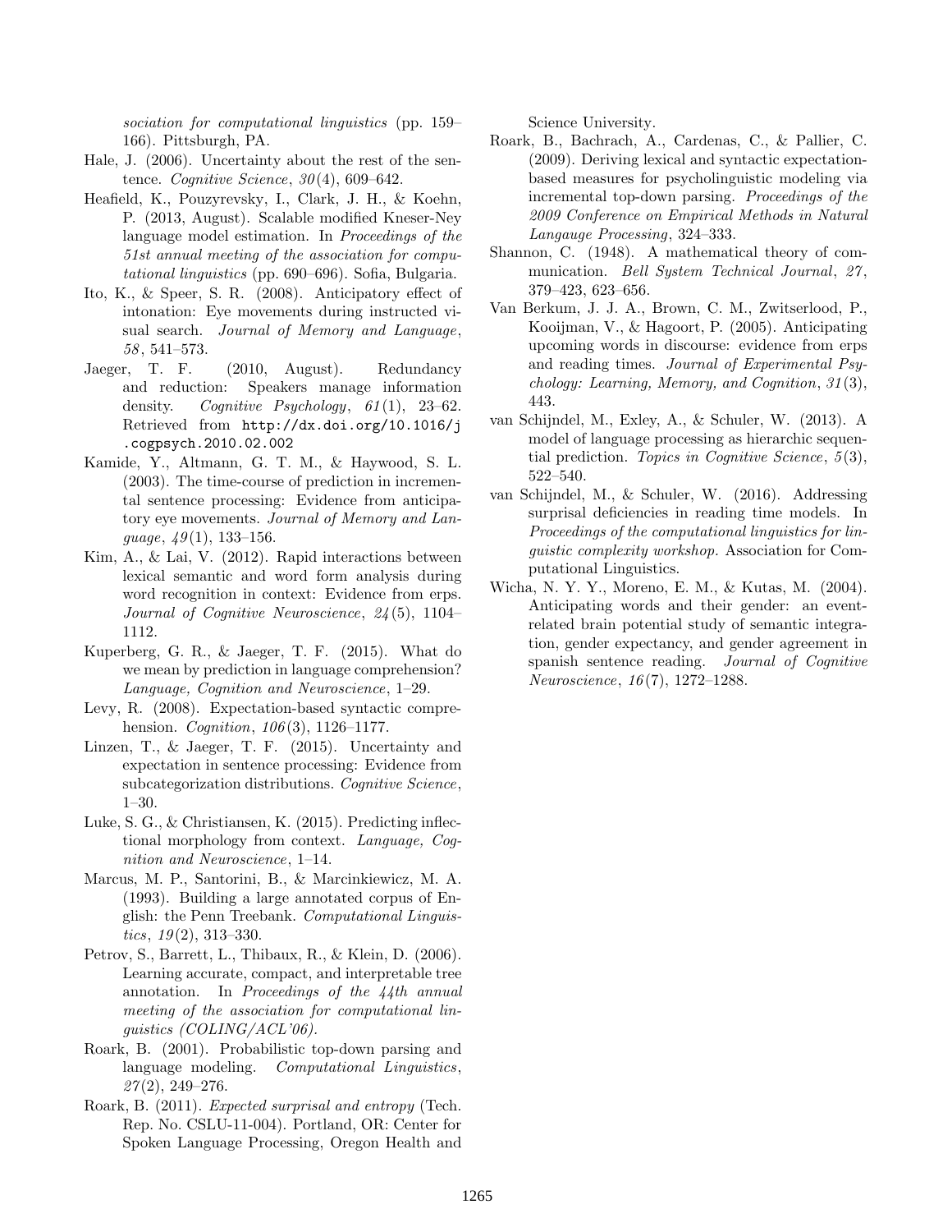sociation for computational linguistics* (pp. 159–166). Pittsburgh, PA.

Hale, J. (2006). Uncertainty about the rest of the sentence. *Cognitive Science*, *30*(4), 609–642.

Heafield, K., Pouzyrevsky, I., Clark, J. H., & Koehn, P. (2013, August). Scalable modified Kneser-Ney language model estimation. In *Proceedings of the 51st annual meeting of the association for computational linguistics* (pp. 690–696). Sofia, Bulgaria.

Ito, K., & Speer, S. R. (2008). Anticipatory effect of intonation: Eye movements during instructed visual search. *Journal of Memory and Language*, *58*, 541–573.

Jaeger, T. F. (2010, August). Redundancy and reduction: Speakers manage information density. *Cognitive Psychology*, *61*(1), 23–62. Retrieved from `http://dx.doi.org/10.1016/j.cogpsych.2010.02.002`

Kamide, Y., Altmann, G. T. M., & Haywood, S. L. (2003). The time-course of prediction in incremental sentence processing: Evidence from anticipatory eye movements. *Journal of Memory and Language*, *49*(1), 133–156.

Kim, A., & Lai, V. (2012). Rapid interactions between lexical semantic and word form analysis during word recognition in context: Evidence from erps. *Journal of Cognitive Neuroscience*, *24*(5), 1104–1112.

Kuperberg, G. R., & Jaeger, T. F. (2015). What do we mean by prediction in language comprehension? *Language, Cognition and Neuroscience*, 1–29.

Levy, R. (2008). Expectation-based syntactic comprehension. *Cognition*, *106*(3), 1126–1177.

Linzen, T., & Jaeger, T. F. (2015). Uncertainty and expectation in sentence processing: Evidence from subcategorization distributions. *Cognitive Science*, 1–30.

Luke, S. G., & Christiansen, K. (2015). Predicting inflectional morphology from context. *Language, Cognition and Neuroscience*, 1–14.

Marcus, M. P., Santorini, B., & Marcinkiewicz, M. A. (1993). Building a large annotated corpus of English: the Penn Treebank. *Computational Linguistics*, *19*(2), 313–330.

Petrov, S., Barrett, L., Thibaux, R., & Klein, D. (2006). Learning accurate, compact, and interpretable tree annotation. In *Proceedings of the 44th annual meeting of the association for computational linguistics (COLING/ACL'06)*.

Roark, B. (2001). Probabilistic top-down parsing and language modeling. *Computational Linguistics*, *27*(2), 249–276.

Roark, B. (2011). *Expected surprisal and entropy* (Tech. Rep. No. CSLU-11-004). Portland, OR: Center for Spoken Language Processing, Oregon Health and Science University.

Roark, B., Bachrach, A., Cardenas, C., & Pallier, C. (2009). Deriving lexical and syntactic expectation-based measures for psycholinguistic modeling via incremental top-down parsing. *Proceedings of the 2009 Conference on Empirical Methods in Natural Langauge Processing*, 324–333.

Shannon, C. (1948). A mathematical theory of communication. *Bell System Technical Journal*, *27*, 379–423, 623–656.

Van Berkum, J. J. A., Brown, C. M., Zwitserlood, P., Kooijman, V., & Hagoort, P. (2005). Anticipating upcoming words in discourse: evidence from erps and reading times. *Journal of Experimental Psychology: Learning, Memory, and Cognition*, *31*(3), 443.

van Schijndel, M., Exley, A., & Schuler, W. (2013). A model of language processing as hierarchic sequential prediction. *Topics in Cognitive Science*, *5*(3), 522–540.

van Schijndel, M., & Schuler, W. (2016). Addressing surprisal deficiencies in reading time models. In *Proceedings of the computational linguistics for linguistic complexity workshop.* Association for Computational Linguistics.

Wicha, N. Y. Y., Moreno, E. M., & Kutas, M. (2004). Anticipating words and their gender: an event-related brain potential study of semantic integration, gender expectancy, and gender agreement in spanish sentence reading. *Journal of Cognitive Neuroscience*, *16*(7), 1272–1288.